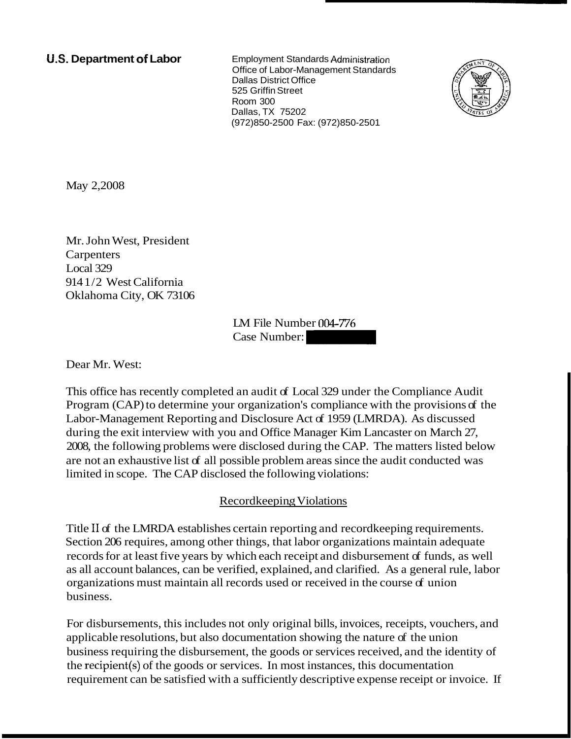**U.S. Department of Labor**

Employment Standards Administration
Office of Labor-Management Standards
Dallas District Office
525 Griffin Street
Room 300
Dallas, TX 75202
(972)850-2500 Fax: (972)850-2501

May 2,2008

Mr. John West, President
Carpenters
Local 329
914 1/2 West California
Oklahoma City, OK 73106

LM File Number 004-776
Case Number:

Dear Mr. West:

This office has recently completed an audit of Local 329 under the Compliance Audit Program (CAP) to determine your organization's compliance with the provisions of the Labor-Management Reporting and Disclosure Act of 1959 (LMRDA). As discussed during the exit interview with you and Office Manager Kim Lancaster on March 27, 2008, the following problems were disclosed during the CAP. The matters listed below are not an exhaustive list of all possible problem areas since the audit conducted was limited in scope. The CAP disclosed the following violations:

## Recordkeeping Violations

Title II of the LMRDA establishes certain reporting and recordkeeping requirements. Section 206 requires, among other things, that labor organizations maintain adequate records for at least five years by which each receipt and disbursement of funds, as well as all account balances, can be verified, explained, and clarified. As a general rule, labor organizations must maintain all records used or received in the course of union business.

For disbursements, this includes not only original bills, invoices, receipts, vouchers, and applicable resolutions, but also documentation showing the nature of the union business requiring the disbursement, the goods or services received, and the identity of the recipient(s) of the goods or services. In most instances, this documentation requirement can be satisfied with a sufficiently descriptive expense receipt or invoice. If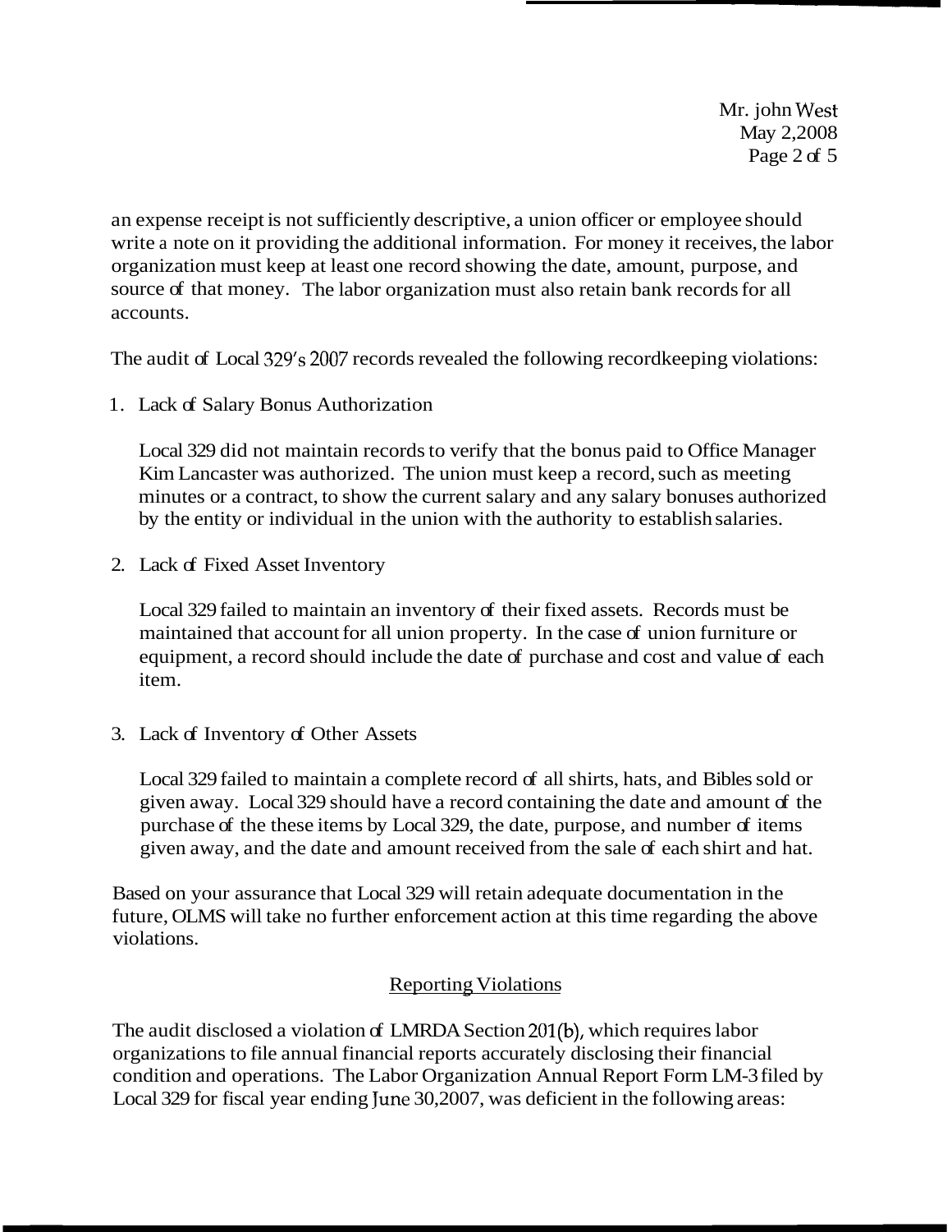an expense receipt is not sufficiently descriptive, a union officer or employee should write a note on it providing the additional information. For money it receives, the labor organization must keep at least one record showing the date, amount, purpose, and source of that money. The labor organization must also retain bank records for all accounts.

The audit of Local 329's 2007 records revealed the following recordkeeping violations:

1. Lack of Salary Bonus Authorization

   Local 329 did not maintain records to verify that the bonus paid to Office Manager Kim Lancaster was authorized. The union must keep a record, such as meeting minutes or a contract, to show the current salary and any salary bonuses authorized by the entity or individual in the union with the authority to establish salaries.

2. Lack of Fixed Asset Inventory

   Local 329 failed to maintain an inventory of their fixed assets. Records must be maintained that account for all union property. In the case of union furniture or equipment, a record should include the date of purchase and cost and value of each item.

3. Lack of Inventory of Other Assets

   Local 329 failed to maintain a complete record of all shirts, hats, and Bibles sold or given away. Local 329 should have a record containing the date and amount of the purchase of the these items by Local 329, the date, purpose, and number of items given away, and the date and amount received from the sale of each shirt and hat.

Based on your assurance that Local 329 will retain adequate documentation in the future, OLMS will take no further enforcement action at this time regarding the above violations.

## Reporting Violations

The audit disclosed a violation of LMRDA Section 201(b), which requires labor organizations to file annual financial reports accurately disclosing their financial condition and operations. The Labor Organization Annual Report Form LM-3 filed by Local 329 for fiscal year ending June 30,2007, was deficient in the following areas: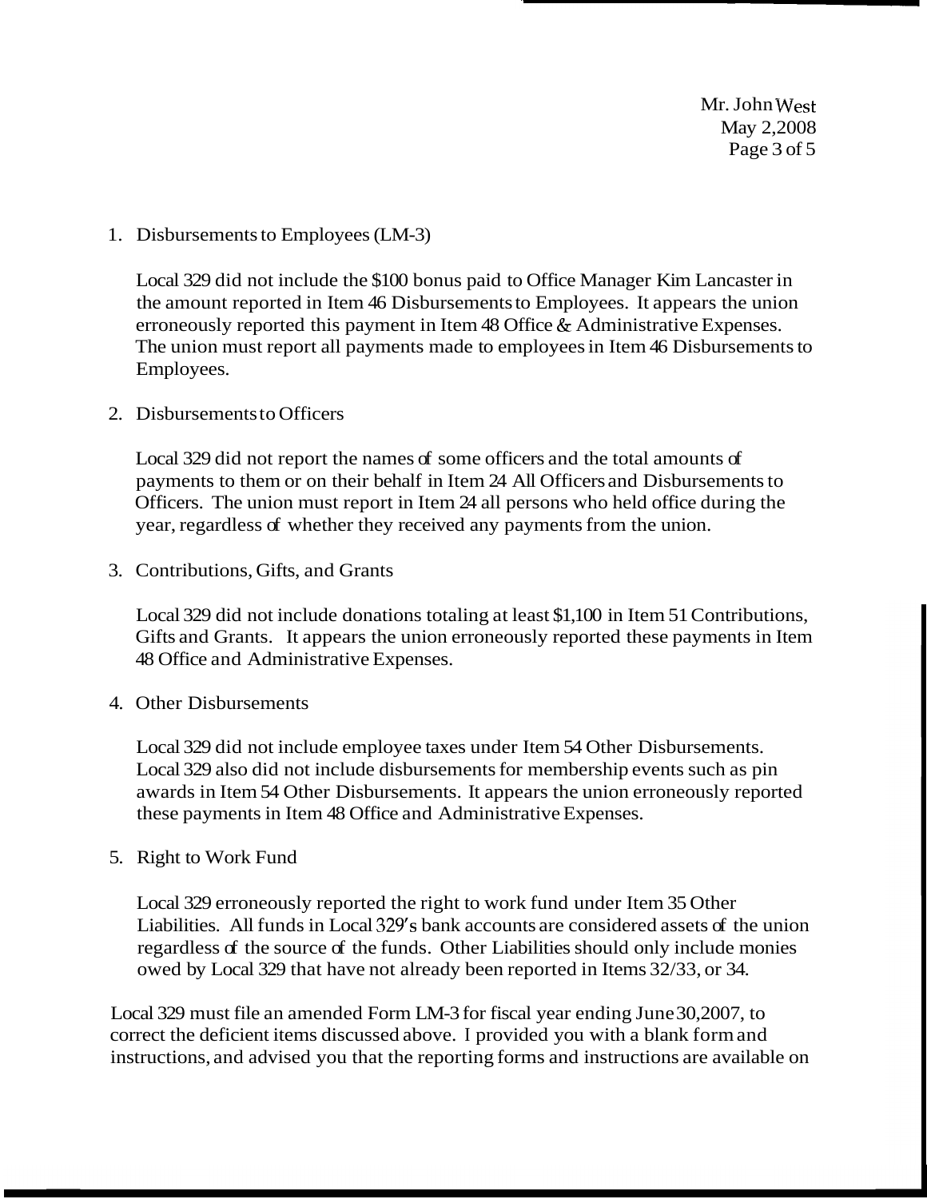1. Disbursements to Employees (LM-3)

   Local 329 did not include the $100 bonus paid to Office Manager Kim Lancaster in the amount reported in Item 46 Disbursements to Employees. It appears the union erroneously reported this payment in Item 48 Office & Administrative Expenses. The union must report all payments made to employees in Item 46 Disbursements to Employees.

2. Disbursements to Officers

   Local 329 did not report the names of some officers and the total amounts of payments to them or on their behalf in Item 24 All Officers and Disbursements to Officers. The union must report in Item 24 all persons who held office during the year, regardless of whether they received any payments from the union.

3. Contributions, Gifts, and Grants

   Local 329 did not include donations totaling at least $1,100 in Item 51 Contributions, Gifts and Grants. It appears the union erroneously reported these payments in Item 48 Office and Administrative Expenses.

4. Other Disbursements

   Local 329 did not include employee taxes under Item 54 Other Disbursements. Local 329 also did not include disbursements for membership events such as pin awards in Item 54 Other Disbursements. It appears the union erroneously reported these payments in Item 48 Office and Administrative Expenses.

5. Right to Work Fund

   Local 329 erroneously reported the right to work fund under Item 35 Other Liabilities. All funds in Local 329's bank accounts are considered assets of the union regardless of the source of the funds. Other Liabilities should only include monies owed by Local 329 that have not already been reported in Items 32/33, or 34.

Local 329 must file an amended Form LM-3 for fiscal year ending June 30, 2007, to correct the deficient items discussed above. I provided you with a blank form and instructions, and advised you that the reporting forms and instructions are available on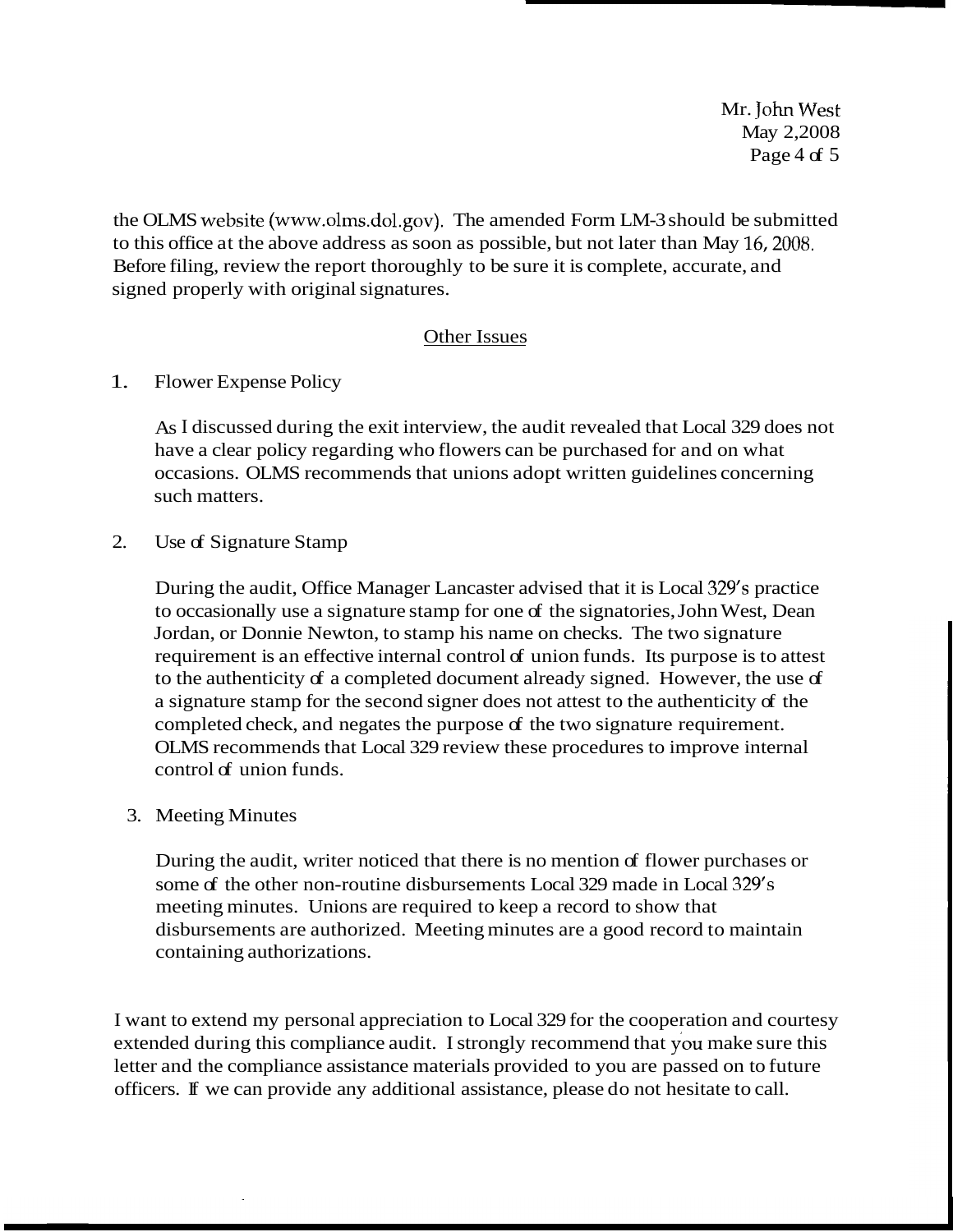the OLMS website (www.olms.dol.gov). The amended Form LM-3 should be submitted to this office at the above address as soon as possible, but not later than May 16, 2008. Before filing, review the report thoroughly to be sure it is complete, accurate, and signed properly with original signatures.

## Other Issues

1. Flower Expense Policy

   As I discussed during the exit interview, the audit revealed that Local 329 does not have a clear policy regarding who flowers can be purchased for and on what occasions. OLMS recommends that unions adopt written guidelines concerning such matters.

2. Use of Signature Stamp

   During the audit, Office Manager Lancaster advised that it is Local 329's practice to occasionally use a signature stamp for one of the signatories, John West, Dean Jordan, or Donnie Newton, to stamp his name on checks. The two signature requirement is an effective internal control of union funds. Its purpose is to attest to the authenticity of a completed document already signed. However, the use of a signature stamp for the second signer does not attest to the authenticity of the completed check, and negates the purpose of the two signature requirement. OLMS recommends that Local 329 review these procedures to improve internal control of union funds.

3. Meeting Minutes

   During the audit, writer noticed that there is no mention of flower purchases or some of the other non-routine disbursements Local 329 made in Local 329's meeting minutes. Unions are required to keep a record to show that disbursements are authorized. Meeting minutes are a good record to maintain containing authorizations.

I want to extend my personal appreciation to Local 329 for the cooperation and courtesy extended during this compliance audit. I strongly recommend that you make sure this letter and the compliance assistance materials provided to you are passed on to future officers. If we can provide any additional assistance, please do not hesitate to call.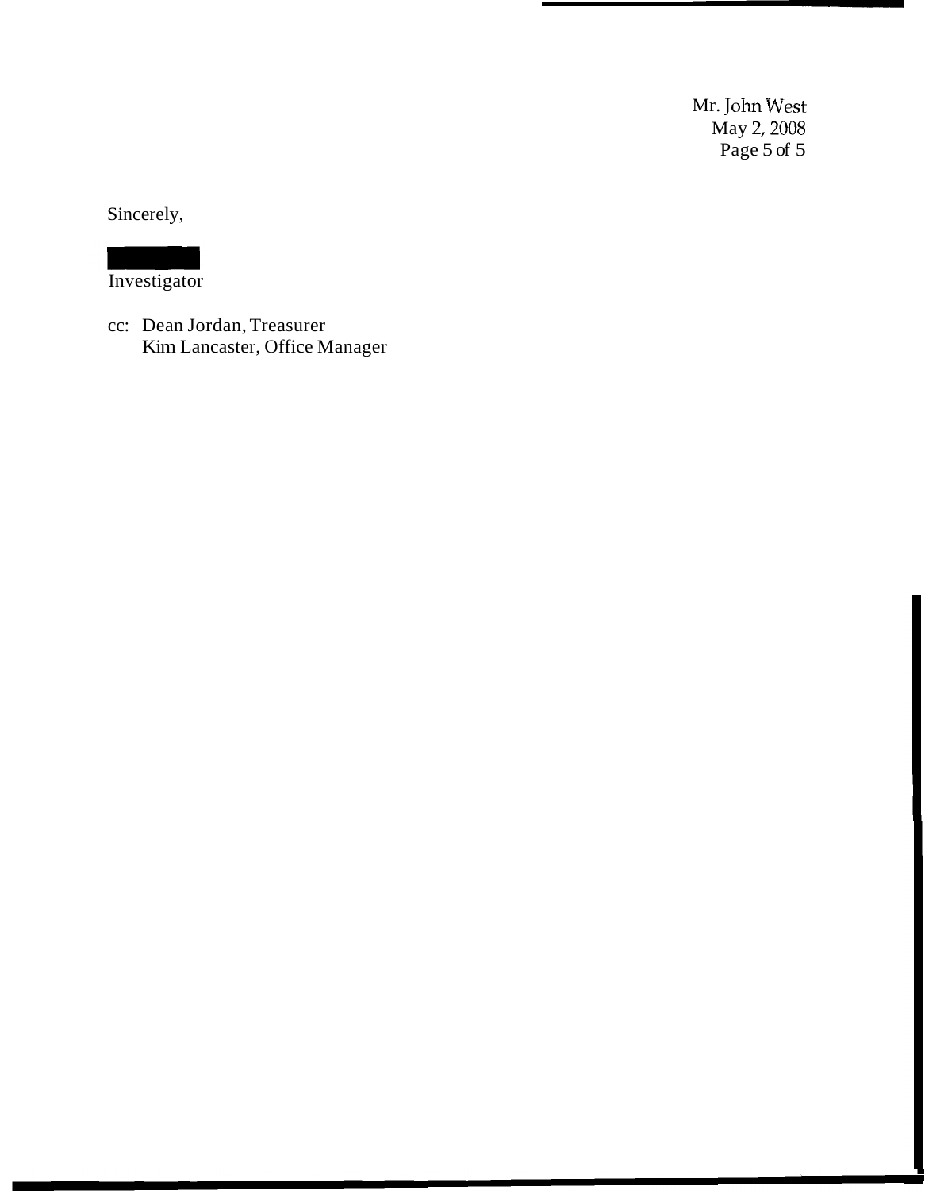Sincerely,

Investigator

cc: Dean Jordan, Treasurer
Kim Lancaster, Office Manager